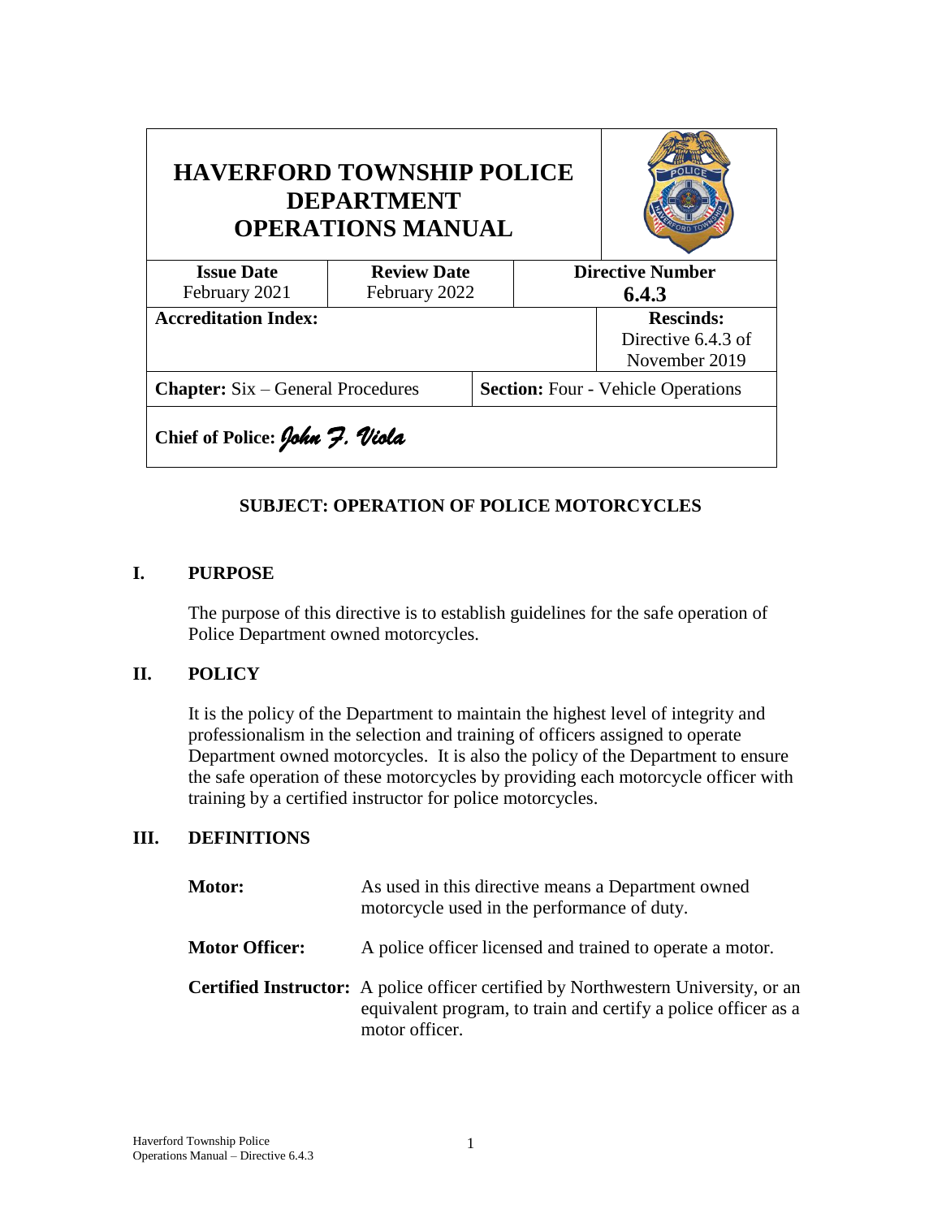| HAVERFORD TOWNSHIP POLICE DEPARTMENT OPERATIONS MANUAL | | | |
|---|---|---|---|
| **Issue Date** February 2021 | **Review Date** February 2022 | **Directive Number** **6.4.3** | |
| **Accreditation Index:** | | | **Rescinds:** Directive 6.4.3 of November 2019 |
| **Chapter:** Six – General Procedures | | **Section:** Four - Vehicle Operations | |
| **Chief of Police:** *John F. Viola* | | | |

## SUBJECT: OPERATION OF POLICE MOTORCYCLES

## I. PURPOSE

The purpose of this directive is to establish guidelines for the safe operation of Police Department owned motorcycles.

## II. POLICY

It is the policy of the Department to maintain the highest level of integrity and professionalism in the selection and training of officers assigned to operate Department owned motorcycles. It is also the policy of the Department to ensure the safe operation of these motorcycles by providing each motorcycle officer with training by a certified instructor for police motorcycles.

## III. DEFINITIONS

**Motor:** As used in this directive means a Department owned motorcycle used in the performance of duty.

**Motor Officer:** A police officer licensed and trained to operate a motor.

**Certified Instructor:** A police officer certified by Northwestern University, or an equivalent program, to train and certify a police officer as a motor officer.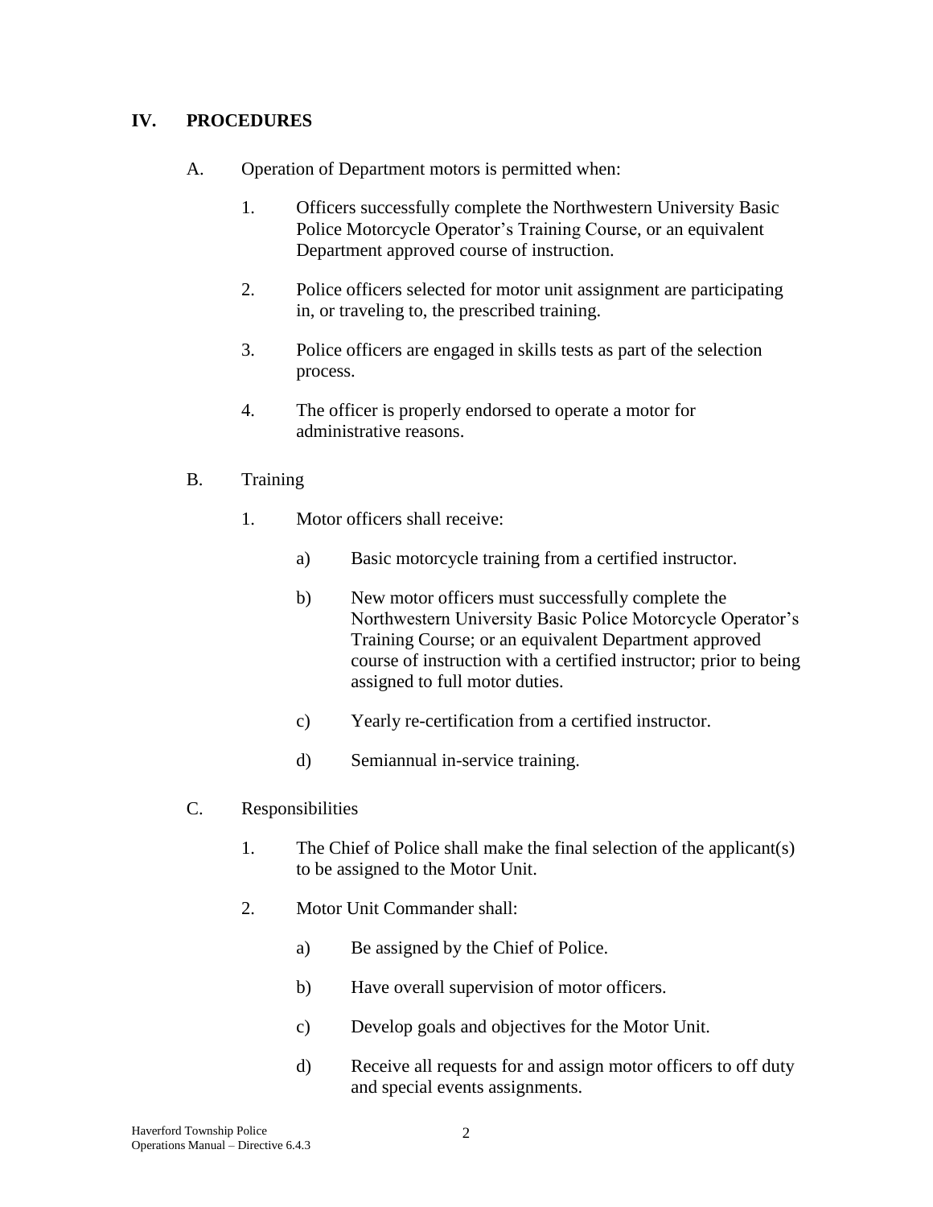## IV. PROCEDURES

A. Operation of Department motors is permitted when:

1. Officers successfully complete the Northwestern University Basic Police Motorcycle Operator's Training Course, or an equivalent Department approved course of instruction.

2. Police officers selected for motor unit assignment are participating in, or traveling to, the prescribed training.

3. Police officers are engaged in skills tests as part of the selection process.

4. The officer is properly endorsed to operate a motor for administrative reasons.

B. Training

1. Motor officers shall receive:

   a) Basic motorcycle training from a certified instructor.

   b) New motor officers must successfully complete the Northwestern University Basic Police Motorcycle Operator's Training Course; or an equivalent Department approved course of instruction with a certified instructor; prior to being assigned to full motor duties.

   c) Yearly re-certification from a certified instructor.

   d) Semiannual in-service training.

C. Responsibilities

1. The Chief of Police shall make the final selection of the applicant(s) to be assigned to the Motor Unit.

2. Motor Unit Commander shall:

   a) Be assigned by the Chief of Police.

   b) Have overall supervision of motor officers.

   c) Develop goals and objectives for the Motor Unit.

   d) Receive all requests for and assign motor officers to off duty and special events assignments.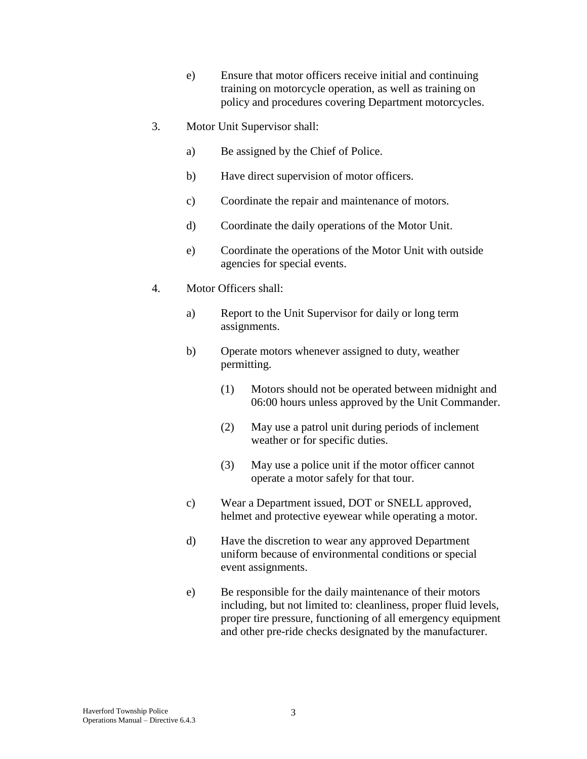e) Ensure that motor officers receive initial and continuing training on motorcycle operation, as well as training on policy and procedures covering Department motorcycles.

3. Motor Unit Supervisor shall:

   a) Be assigned by the Chief of Police.

   b) Have direct supervision of motor officers.

   c) Coordinate the repair and maintenance of motors.

   d) Coordinate the daily operations of the Motor Unit.

   e) Coordinate the operations of the Motor Unit with outside agencies for special events.

4. Motor Officers shall:

   a) Report to the Unit Supervisor for daily or long term assignments.

   b) Operate motors whenever assigned to duty, weather permitting.

      (1) Motors should not be operated between midnight and 06:00 hours unless approved by the Unit Commander.

      (2) May use a patrol unit during periods of inclement weather or for specific duties.

      (3) May use a police unit if the motor officer cannot operate a motor safely for that tour.

   c) Wear a Department issued, DOT or SNELL approved, helmet and protective eyewear while operating a motor.

   d) Have the discretion to wear any approved Department uniform because of environmental conditions or special event assignments.

   e) Be responsible for the daily maintenance of their motors including, but not limited to: cleanliness, proper fluid levels, proper tire pressure, functioning of all emergency equipment and other pre-ride checks designated by the manufacturer.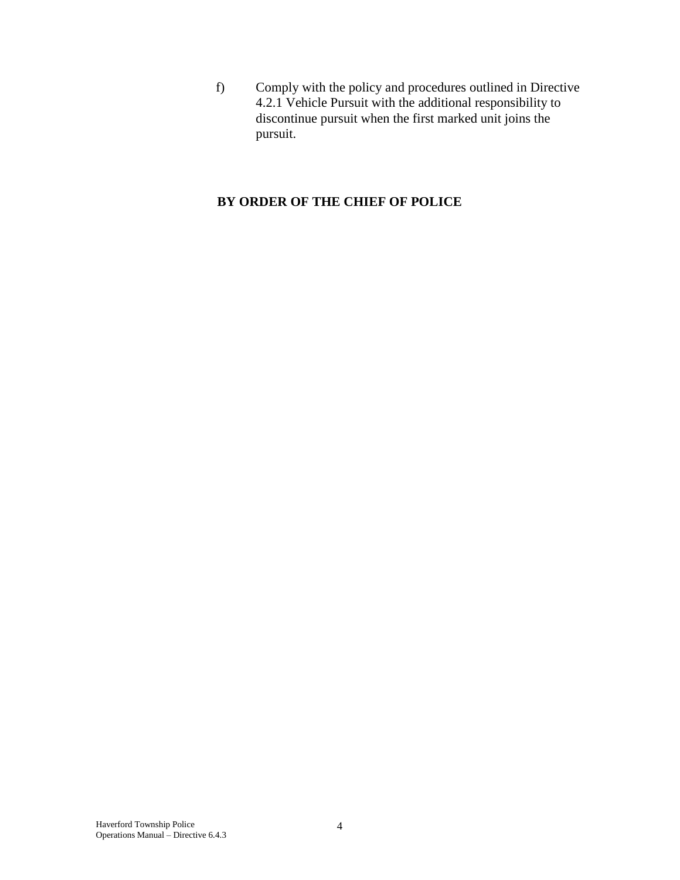f) Comply with the policy and procedures outlined in Directive 4.2.1 Vehicle Pursuit with the additional responsibility to discontinue pursuit when the first marked unit joins the pursuit.

**BY ORDER OF THE CHIEF OF POLICE**